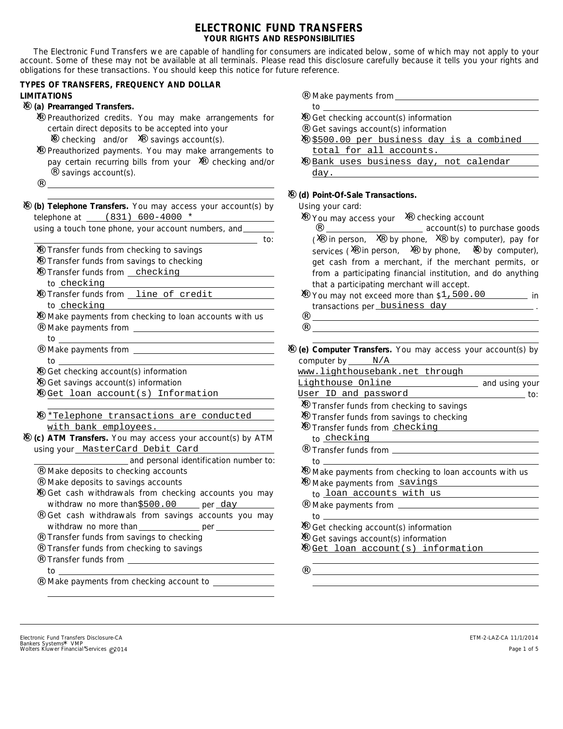# ELECTRONIC FUND TRANSFERS

## YOUR RIGHTS AND RESPONSIBILITIES

The Electronic Fund Transfers we are capable of handling for consumers are indicated below, some of which may not apply to your account. Some of these may not be available at all terminals. Please read this disclosure carefully because it tells you your rights and obligations for these transactions. You should keep this notice for future reference.

**TYPES OF TRANSFERS, FREQUENCY AND DOLLAR LIMITATIONS**

- [X] **(a) Prearranged Transfers.**
  - [X] Preauthorized credits. You may make arrangements for certain direct deposits to be accepted into your [X] checking and/or [X] savings account(s).
  - [X] Preauthorized payments. You may make arrangements to pay certain recurring bills from your [X] checking and/or [ ] savings account(s).
  - [ ] ______

- [X] **(b) Telephone Transfers.** You may access your account(s) by telephone at (831) 600-4000 * using a touch tone phone, your account numbers, and ______ to:
  - [X] Transfer funds from checking to savings
  - [X] Transfer funds from savings to checking
  - [X] Transfer funds from checking to checking
  - [X] Transfer funds from line of credit to checking
  - [X] Make payments from checking to loan accounts with us
  - [ ] Make payments from ______ to ______
  - [ ] Make payments from ______ to ______
  - [X] Get checking account(s) information
  - [X] Get savings account(s) information
  - [X] Get loan account(s) Information
  - [X] *Telephone transactions are conducted with bank employees.

- [X] **(c) ATM Transfers.** You may access your account(s) by ATM using your MasterCard Debit Card and personal identification number to:
  - [ ] Make deposits to checking accounts
  - [ ] Make deposits to savings accounts
  - [X] Get cash withdrawals from checking accounts you may withdraw no more than $500.00 per day
  - [ ] Get cash withdrawals from savings accounts you may withdraw no more than ______ per ______
  - [ ] Transfer funds from savings to checking
  - [ ] Transfer funds from checking to savings
  - [ ] Transfer funds from ______ to ______
  - [ ] Make payments from checking account to ______
  - [ ] Make payments from ______ to ______
  - [X] Get checking account(s) information
  - [ ] Get savings account(s) information
  - [X] $500.00 per business day is a combined total for all accounts.
  - [X] Bank uses business day, not calendar day.

- [X] **(d) Point-Of-Sale Transactions.**
  Using your card:
  - [X] You may access your [X] checking account [ ] ______ account(s) to purchase goods ([X] in person, [X] by phone, [X] by computer), pay for services ([X] in person, [X] by phone, [X] by computer), get cash from a merchant, if the merchant permits, or from a participating financial institution, and do anything that a participating merchant will accept.
  - [X] You may not exceed more than $1,500.00 in transactions per business day.
  - [ ] ______
  - [ ] ______

- [X] **(e) Computer Transfers.** You may access your account(s) by computer by N/A www.lighthousebank.net through Lighthouse Online and using your User ID and password to:
  - [X] Transfer funds from checking to savings
  - [X] Transfer funds from savings to checking
  - [X] Transfer funds from checking to checking
  - [ ] Transfer funds from ______ to ______
  - [X] Make payments from checking to loan accounts with us
  - [X] Make payments from savings to loan accounts with us
  - [ ] Make payments from ______ to ______
  - [X] Get checking account(s) information
  - [X] Get savings account(s) information
  - [X] Get loan account(s) information
  - [ ] ______

Electronic Fund Transfers Disclosure-CA
Bankers Systems* VMP
Wolters Kluwer Financial Services ©2014
ETM-2-LAZ-CA 11/1/2014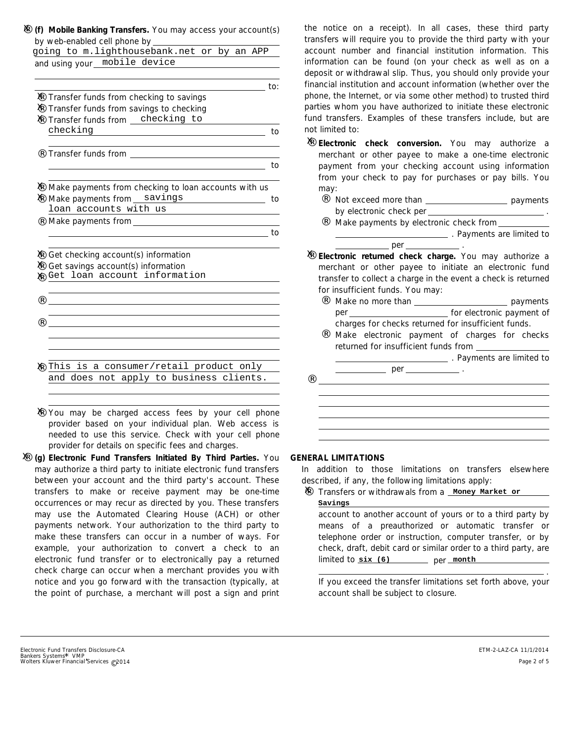☒ **(f) Mobile Banking Transfers.** You may access your account(s) by web-enabled cell phone by going to m.lighthousebank.net or by an APP and using your mobile device to:

- ☒ Transfer funds from checking to savings
- ☒ Transfer funds from savings to checking
- ☒ Transfer funds from checking to checking
- ☐ Transfer funds from ______ to ______
- ☒ Make payments from checking to loan accounts with us
- ☒ Make payments from savings to loan accounts with us
- ☐ Make payments from ______ to ______
- ☒ Get checking account(s) information
- ☒ Get savings account(s) information
- ☒ Get loan account information
- ☐ ______
- ☐ ______
- ☒ This is a consumer/retail product only and does not apply to business clients.
- ☒ You may be charged access fees by your cell phone provider based on your individual plan. Web access is needed to use this service. Check with your cell phone provider for details on specific fees and charges.

☒ **(g) Electronic Fund Transfers Initiated By Third Parties.** You may authorize a third party to initiate electronic fund transfers between your account and the third party's account. These transfers to make or receive payment may be one-time occurrences or may recur as directed by you. These transfers may use the Automated Clearing House (ACH) or other payments network. Your authorization to the third party to make these transfers can occur in a number of ways. For example, your authorization to convert a check to an electronic fund transfer or to electronically pay a returned check charge can occur when a merchant provides you with notice and you go forward with the transaction (typically, at the point of purchase, a merchant will post a sign and print the notice on a receipt). In all cases, these third party transfers will require you to provide the third party with your account number and financial institution information. This information can be found (on your check as well as on a deposit or withdrawal slip. Thus, you should only provide your financial institution and account information (whether over the phone, the Internet, or via some other method) to trusted third parties whom you have authorized to initiate these electronic fund transfers. Examples of these transfers include, but are not limited to:

- ☒ **Electronic check conversion.** You may authorize a merchant or other payee to make a one-time electronic payment from your checking account using information from your check to pay for purchases or pay bills. You may:
  - ☐ Not exceed more than ______ payments by electronic check per ______ .
  - ☐ Make payments by electronic check from ______ . Payments are limited to ______ per ______ .
- ☒ **Electronic returned check charge.** You may authorize a merchant or other payee to initiate an electronic fund transfer to collect a charge in the event a check is returned for insufficient funds. You may:
  - ☐ Make no more than ______ payments per ______ for electronic payment of charges for checks returned for insufficient funds.
  - ☐ Make electronic payment of charges for checks returned for insufficient funds from ______ . Payments are limited to ______ per ______ .
- ☐ ______

**GENERAL LIMITATIONS**

In addition to those limitations on transfers elsewhere described, if any, the following limitations apply:

- ☒ Transfers or withdrawals from a **Money Market or Savings** account to another account of yours or to a third party by means of a preauthorized or automatic transfer or telephone order or instruction, computer transfer, or by check, draft, debit card or similar order to a third party, are limited to **six (6)** per **month** .

  If you exceed the transfer limitations set forth above, your account shall be subject to closure.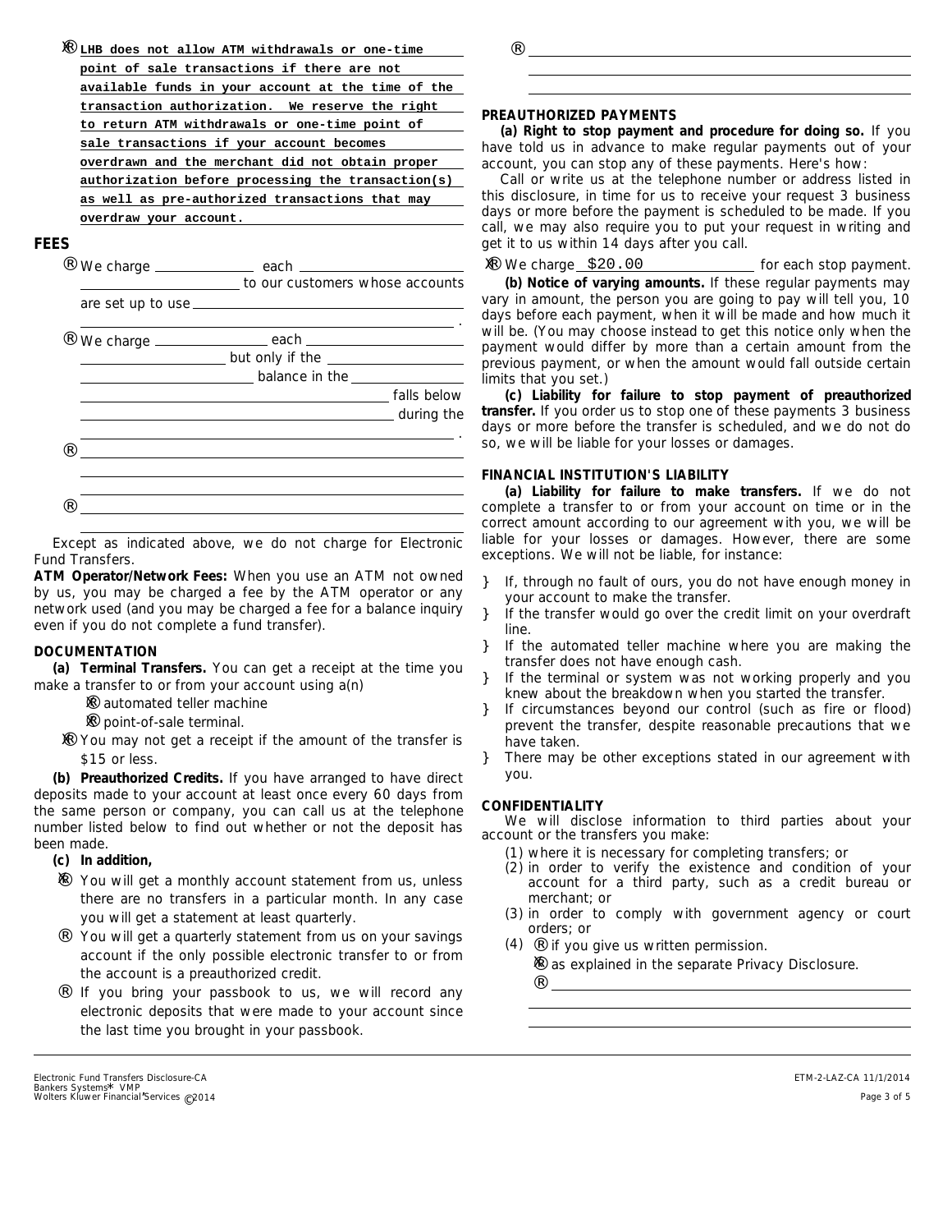☒ **LHB does not allow ATM withdrawals or one-time point of sale transactions if there are not available funds in your account at the time of the transaction authorization. We reserve the right to return ATM withdrawals or one-time point of sale transactions if your account becomes overdrawn and the merchant did not obtain proper authorization before processing the transaction(s) as well as pre-authorized transactions that may overdraw your account.**

## FEES

☐ We charge ______ each ______ to our customers whose accounts are set up to use ______.

☐ We charge ______ each ______ but only if the ______ balance in the ______ falls below ______ during the ______.

☐ ______

☐ ______

Except as indicated above, we do not charge for Electronic Fund Transfers.

**ATM Operator/Network Fees:** When you use an ATM not owned by us, you may be charged a fee by the ATM operator or any network used (and you may be charged a fee for a balance inquiry even if you do not complete a fund transfer).

## DOCUMENTATION

**(a) Terminal Transfers.** You can get a receipt at the time you make a transfer to or from your account using a(n)

☒ automated teller machine

☒ point-of-sale terminal.

☒ You may not get a receipt if the amount of the transfer is $15 or less.

**(b) Preauthorized Credits.** If you have arranged to have direct deposits made to your account at least once every 60 days from the same person or company, you can call us at the telephone number listed below to find out whether or not the deposit has been made.

**(c) In addition,**

☒ You will get a monthly account statement from us, unless there are no transfers in a particular month. In any case you will get a statement at least quarterly.

☐ You will get a quarterly statement from us on your savings account if the only possible electronic transfer to or from the account is a preauthorized credit.

☐ If you bring your passbook to us, we will record any electronic deposits that were made to your account since the last time you brought in your passbook.

☐ ______

## PREAUTHORIZED PAYMENTS

**(a) Right to stop payment and procedure for doing so.** If you have told us in advance to make regular payments out of your account, you can stop any of these payments. Here's how:

Call or write us at the telephone number or address listed in this disclosure, in time for us to receive your request 3 business days or more before the payment is scheduled to be made. If you call, we may also require you to put your request in writing and get it to us within 14 days after you call.

☒ We charge $20.00 for each stop payment.

**(b) Notice of varying amounts.** If these regular payments may vary in amount, the person you are going to pay will tell you, 10 days before each payment, when it will be made and how much it will be. (You may choose instead to get this notice only when the payment would differ by more than a certain amount from the previous payment, or when the amount would fall outside certain limits that you set.)

**(c) Liability for failure to stop payment of preauthorized transfer.** If you order us to stop one of these payments 3 business days or more before the transfer is scheduled, and we do not do so, we will be liable for your losses or damages.

## FINANCIAL INSTITUTION'S LIABILITY

**(a) Liability for failure to make transfers.** If we do not complete a transfer to or from your account on time or in the correct amount according to our agreement with you, we will be liable for your losses or damages. However, there are some exceptions. We will not be liable, for instance:

- If, through no fault of ours, you do not have enough money in your account to make the transfer.
- If the transfer would go over the credit limit on your overdraft line.
- If the automated teller machine where you are making the transfer does not have enough cash.
- If the terminal or system was not working properly and you knew about the breakdown when you started the transfer.
- If circumstances beyond our control (such as fire or flood) prevent the transfer, despite reasonable precautions that we have taken.
- There may be other exceptions stated in our agreement with you.

## CONFIDENTIALITY

We will disclose information to third parties about your account or the transfers you make:

(1) where it is necessary for completing transfers; or

(2) in order to verify the existence and condition of your account for a third party, such as a credit bureau or merchant; or

(3) in order to comply with government agency or court orders; or

(4) ☐ if you give us written permission.

☒ as explained in the separate Privacy Disclosure.

☐ ______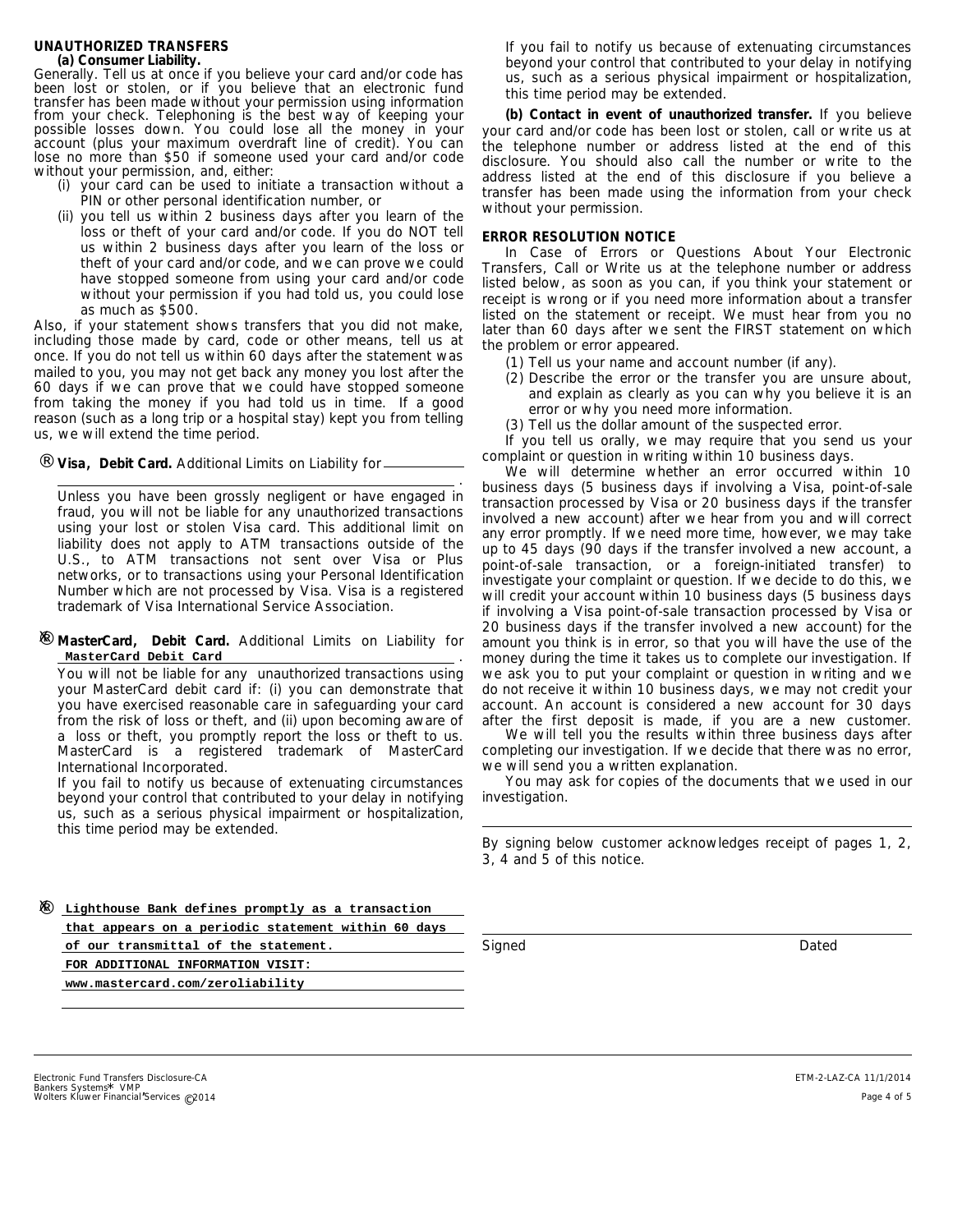## UNAUTHORIZED TRANSFERS

**(a) Consumer Liability.**

Generally. Tell us at once if you believe your card and/or code has been lost or stolen, or if you believe that an electronic fund transfer has been made without your permission using information from your check. Telephoning is the best way of keeping your possible losses down. You could lose all the money in your account (plus your maximum overdraft line of credit). You can lose no more than $50 if someone used your card and/or code without your permission, and, either:

- (i) your card can be used to initiate a transaction without a PIN or other personal identification number, or
- (ii) you tell us within 2 business days after you learn of the loss or theft of your card and/or code. If you do NOT tell us within 2 business days after you learn of the loss or theft of your card and/or code, and we can prove we could have stopped someone from using your card and/or code without your permission if you had told us, you could lose as much as $500.

Also, if your statement shows transfers that you did not make, including those made by card, code or other means, tell us at once. If you do not tell us within 60 days after the statement was mailed to you, you may not get back any money you lost after the 60 days if we can prove that we could have stopped someone from taking the money if you had told us in time. If a good reason (such as a long trip or a hospital stay) kept you from telling us, we will extend the time period.

® **Visa, Debit Card.** Additional Limits on Liability for ______________.

Unless you have been grossly negligent or have engaged in fraud, you will not be liable for any unauthorized transactions using your lost or stolen Visa card. This additional limit on liability does not apply to ATM transactions outside of the U.S., to ATM transactions not sent over Visa or Plus networks, or to transactions using your Personal Identification Number which are not processed by Visa. Visa is a registered trademark of Visa International Service Association.

® **MasterCard, Debit Card.** Additional Limits on Liability for MasterCard Debit Card.

You will not be liable for any unauthorized transactions using your MasterCard debit card if: (i) you can demonstrate that you have exercised reasonable care in safeguarding your card from the risk of loss or theft, and (ii) upon becoming aware of a loss or theft, you promptly report the loss or theft to us. MasterCard is a registered trademark of MasterCard International Incorporated.

If you fail to notify us because of extenuating circumstances beyond your control that contributed to your delay in notifying us, such as a serious physical impairment or hospitalization, this time period may be extended.

® Lighthouse Bank defines promptly as a transaction that appears on a periodic statement within 60 days of our transmittal of the statement.
FOR ADDITIONAL INFORMATION VISIT:
www.mastercard.com/zeroliability

If you fail to notify us because of extenuating circumstances beyond your control that contributed to your delay in notifying us, such as a serious physical impairment or hospitalization, this time period may be extended.

**(b) Contact in event of unauthorized transfer.** If you believe your card and/or code has been lost or stolen, call or write us at the telephone number or address listed at the end of this disclosure. You should also call the number or write to the address listed at the end of this disclosure if you believe a transfer has been made using the information from your check without your permission.

## ERROR RESOLUTION NOTICE

In Case of Errors or Questions About Your Electronic Transfers, Call or Write us at the telephone number or address listed below, as soon as you can, if you think your statement or receipt is wrong or if you need more information about a transfer listed on the statement or receipt. We must hear from you no later than 60 days after we sent the FIRST statement on which the problem or error appeared.

(1) Tell us your name and account number (if any).
(2) Describe the error or the transfer you are unsure about, and explain as clearly as you can why you believe it is an error or why you need more information.
(3) Tell us the dollar amount of the suspected error.

If you tell us orally, we may require that you send us your complaint or question in writing within 10 business days.

We will determine whether an error occurred within 10 business days (5 business days if involving a Visa, point-of-sale transaction processed by Visa or 20 business days if the transfer involved a new account) after we hear from you and will correct any error promptly. If we need more time, however, we may take up to 45 days (90 days if the transfer involved a new account, a point-of-sale transaction, or a foreign-initiated transfer) to investigate your complaint or question. If we decide to do this, we will credit your account within 10 business days (5 business days if involving a Visa point-of-sale transaction processed by Visa or 20 business days if the transfer involved a new account) for the amount you think is in error, so that you will have the use of the money during the time it takes us to complete our investigation. If we ask you to put your complaint or question in writing and we do not receive it within 10 business days, we may not credit your account. An account is considered a new account for 30 days after the first deposit is made, if you are a new customer.

We will tell you the results within three business days after completing our investigation. If we decide that there was no error, we will send you a written explanation.

You may ask for copies of the documents that we used in our investigation.

By signing below customer acknowledges receipt of pages 1, 2, 3, 4 and 5 of this notice.

Signed ______________________ Dated ______________

Electronic Fund Transfers Disclosure-CA
Bankers Systems* VMP
Wolters Kluwer Financial Services ©2014
ETM-2-LAZ-CA 11/1/2014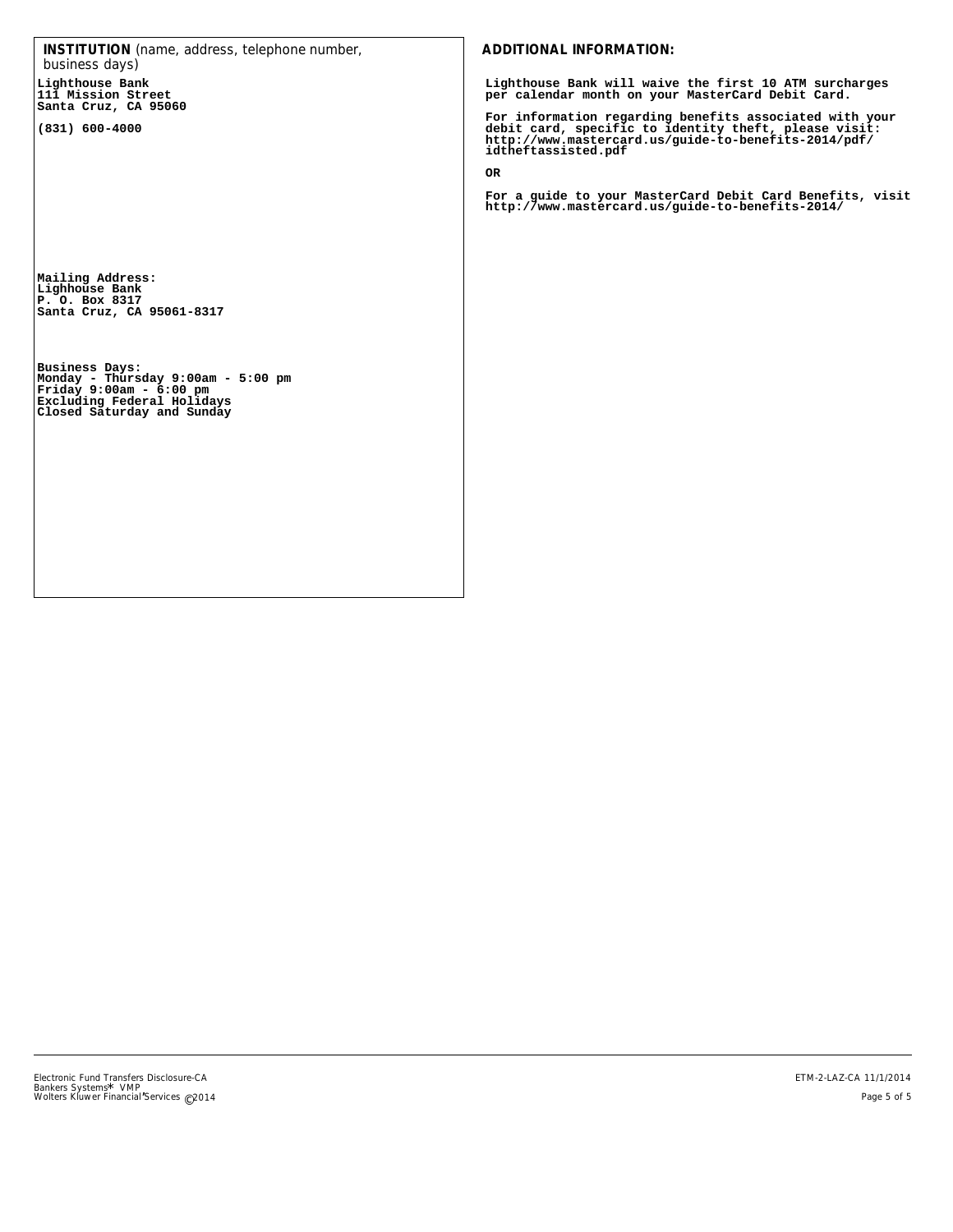**INSTITUTION** (name, address, telephone number, business days)

**Lighthouse Bank**
**111 Mission Street**
**Santa Cruz, CA 95060**

**(831) 600-4000**

**Mailing Address:**
**Lighhouse Bank**
**P. O. Box 8317**
**Santa Cruz, CA 95061-8317**

**Business Days:**
**Monday - Thursday 9:00am - 5:00 pm**
**Friday 9:00am - 6:00 pm**
**Excluding Federal Holidays**
**Closed Saturday and Sunday**

**ADDITIONAL INFORMATION:**

**Lighthouse Bank will waive the first 10 ATM surcharges per calendar month on your MasterCard Debit Card.**

**For information regarding benefits associated with your debit card, specific to identity theft, please visit: http://www.mastercard.us/guide-to-benefits-2014/pdf/idtheftassisted.pdf**

**OR**

**For a guide to your MasterCard Debit Card Benefits, visit http://www.mastercard.us/guide-to-benefits-2014/**

Electronic Fund Transfers Disclosure-CA
Bankers Systems* VMP
Wolters Kluwer Financial Services ©2014

ETM-2-LAZ-CA 11/1/2014